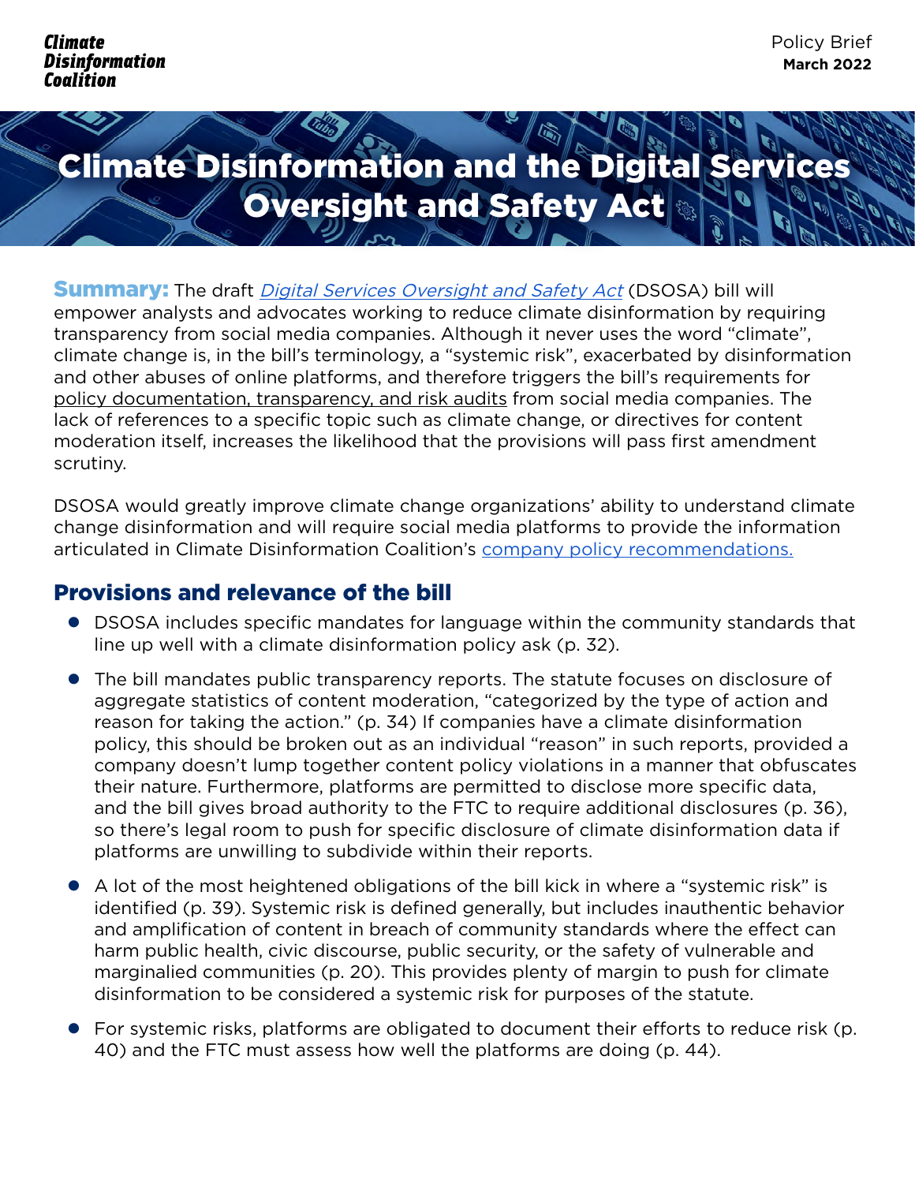Climate Disinformation Coalition

Policy Brief
**March 2022**

# Climate Disinformation and the Digital Services Oversight and Safety Act

**Summary:** The draft *Digital Services Oversight and Safety Act* (DSOSA) bill will empower analysts and advocates working to reduce climate disinformation by requiring transparency from social media companies. Although it never uses the word "climate", climate change is, in the bill's terminology, a "systemic risk", exacerbated by disinformation and other abuses of online platforms, and therefore triggers the bill's requirements for policy documentation, transparency, and risk audits from social media companies. The lack of references to a specific topic such as climate change, or directives for content moderation itself, increases the likelihood that the provisions will pass first amendment scrutiny.

DSOSA would greatly improve climate change organizations' ability to understand climate change disinformation and will require social media platforms to provide the information articulated in Climate Disinformation Coalition's company policy recommendations.

## Provisions and relevance of the bill

- DSOSA includes specific mandates for language within the community standards that line up well with a climate disinformation policy ask (p. 32).
- The bill mandates public transparency reports. The statute focuses on disclosure of aggregate statistics of content moderation, "categorized by the type of action and reason for taking the action." (p. 34) If companies have a climate disinformation policy, this should be broken out as an individual "reason" in such reports, provided a company doesn't lump together content policy violations in a manner that obfuscates their nature. Furthermore, platforms are permitted to disclose more specific data, and the bill gives broad authority to the FTC to require additional disclosures (p. 36), so there's legal room to push for specific disclosure of climate disinformation data if platforms are unwilling to subdivide within their reports.
- A lot of the most heightened obligations of the bill kick in where a "systemic risk" is identified (p. 39). Systemic risk is defined generally, but includes inauthentic behavior and amplification of content in breach of community standards where the effect can harm public health, civic discourse, public security, or the safety of vulnerable and marginalied communities (p. 20). This provides plenty of margin to push for climate disinformation to be considered a systemic risk for purposes of the statute.
- For systemic risks, platforms are obligated to document their efforts to reduce risk (p. 40) and the FTC must assess how well the platforms are doing (p. 44).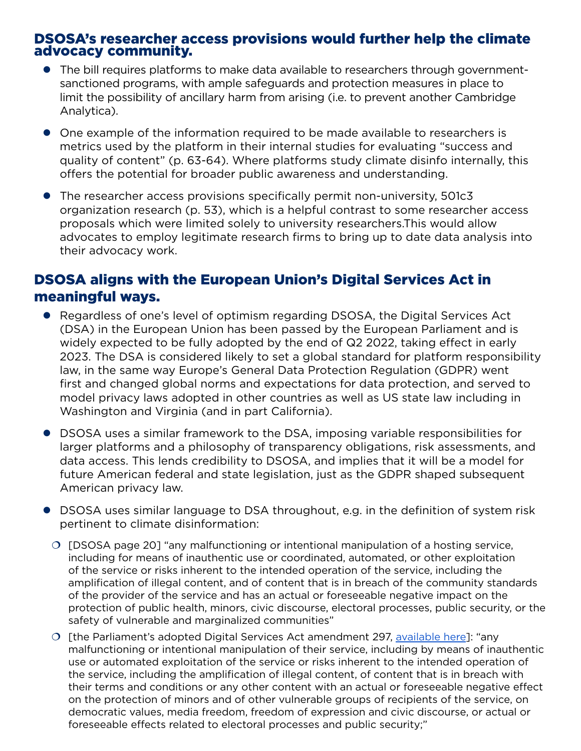## DSOSA's researcher access provisions would further help the climate advocacy community.

- The bill requires platforms to make data available to researchers through government-sanctioned programs, with ample safeguards and protection measures in place to limit the possibility of ancillary harm from arising (i.e. to prevent another Cambridge Analytica).
- One example of the information required to be made available to researchers is metrics used by the platform in their internal studies for evaluating "success and quality of content" (p. 63-64). Where platforms study climate disinfo internally, this offers the potential for broader public awareness and understanding.
- The researcher access provisions specifically permit non-university, 501c3 organization research (p. 53), which is a helpful contrast to some researcher access proposals which were limited solely to university researchers.This would allow advocates to employ legitimate research firms to bring up to date data analysis into their advocacy work.

## DSOSA aligns with the European Union's Digital Services Act in meaningful ways.

- Regardless of one's level of optimism regarding DSOSA, the Digital Services Act (DSA) in the European Union has been passed by the European Parliament and is widely expected to be fully adopted by the end of Q2 2022, taking effect in early 2023. The DSA is considered likely to set a global standard for platform responsibility law, in the same way Europe's General Data Protection Regulation (GDPR) went first and changed global norms and expectations for data protection, and served to model privacy laws adopted in other countries as well as US state law including in Washington and Virginia (and in part California).
- DSOSA uses a similar framework to the DSA, imposing variable responsibilities for larger platforms and a philosophy of transparency obligations, risk assessments, and data access. This lends credibility to DSOSA, and implies that it will be a model for future American federal and state legislation, just as the GDPR shaped subsequent American privacy law.
- DSOSA uses similar language to DSA throughout, e.g. in the definition of system risk pertinent to climate disinformation:
  - [DSOSA page 20] "any malfunctioning or intentional manipulation of a hosting service, including for means of inauthentic use or coordinated, automated, or other exploitation of the service or risks inherent to the intended operation of the service, including the amplification of illegal content, and of content that is in breach of the community standards of the provider of the service and has an actual or foreseeable negative impact on the protection of public health, minors, civic discourse, electoral processes, public security, or the safety of vulnerable and marginalized communities"
  - [the Parliament's adopted Digital Services Act amendment 297, available here]: "any malfunctioning or intentional manipulation of their service, including by means of inauthentic use or automated exploitation of the service or risks inherent to the intended operation of the service, including the amplification of illegal content, of content that is in breach with their terms and conditions or any other content with an actual or foreseeable negative effect on the protection of minors and of other vulnerable groups of recipients of the service, on democratic values, media freedom, freedom of expression and civic discourse, or actual or foreseeable effects related to electoral processes and public security;"